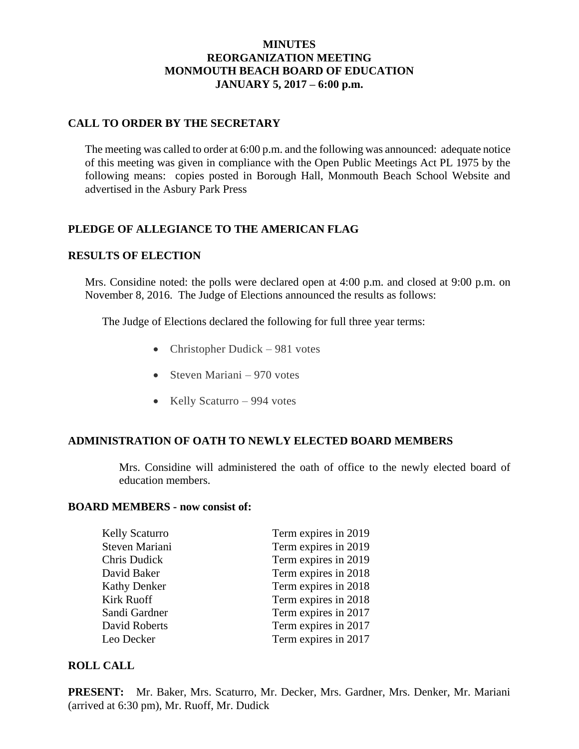# MINUTES
# REORGANIZATION MEETING
# MONMOUTH BEACH BOARD OF EDUCATION
# JANUARY 5, 2017 – 6:00 p.m.

## CALL TO ORDER BY THE SECRETARY

The meeting was called to order at 6:00 p.m. and the following was announced: adequate notice of this meeting was given in compliance with the Open Public Meetings Act PL 1975 by the following means: copies posted in Borough Hall, Monmouth Beach School Website and advertised in the Asbury Park Press

## PLEDGE OF ALLEGIANCE TO THE AMERICAN FLAG

## RESULTS OF ELECTION

Mrs. Considine noted: the polls were declared open at 4:00 p.m. and closed at 9:00 p.m. on November 8, 2016. The Judge of Elections announced the results as follows:

The Judge of Elections declared the following for full three year terms:

- Christopher Dudick – 981 votes
- Steven Mariani – 970 votes
- Kelly Scaturro – 994 votes

## ADMINISTRATION OF OATH TO NEWLY ELECTED BOARD MEMBERS

Mrs. Considine will administered the oath of office to the newly elected board of education members.

## BOARD MEMBERS - now consist of:

| | |
|---|---|
| Kelly Scaturro | Term expires in 2019 |
| Steven Mariani | Term expires in 2019 |
| Chris Dudick | Term expires in 2019 |
| David Baker | Term expires in 2018 |
| Kathy Denker | Term expires in 2018 |
| Kirk Ruoff | Term expires in 2018 |
| Sandi Gardner | Term expires in 2017 |
| David Roberts | Term expires in 2017 |
| Leo Decker | Term expires in 2017 |

## ROLL CALL

**PRESENT:** Mr. Baker, Mrs. Scaturro, Mr. Decker, Mrs. Gardner, Mrs. Denker, Mr. Mariani (arrived at 6:30 pm), Mr. Ruoff, Mr. Dudick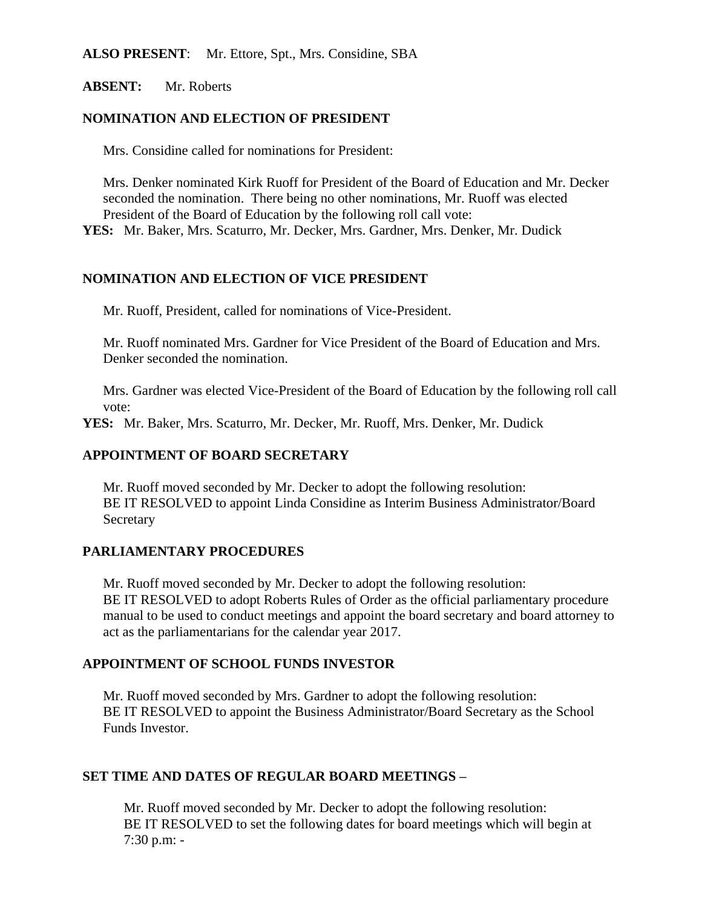**ALSO PRESENT**: Mr. Ettore, Spt., Mrs. Considine, SBA

**ABSENT:** Mr. Roberts

**NOMINATION AND ELECTION OF PRESIDENT**

Mrs. Considine called for nominations for President:

Mrs. Denker nominated Kirk Ruoff for President of the Board of Education and Mr. Decker seconded the nomination. There being no other nominations, Mr. Ruoff was elected President of the Board of Education by the following roll call vote:

**YES:** Mr. Baker, Mrs. Scaturro, Mr. Decker, Mrs. Gardner, Mrs. Denker, Mr. Dudick

**NOMINATION AND ELECTION OF VICE PRESIDENT**

Mr. Ruoff, President, called for nominations of Vice-President.

Mr. Ruoff nominated Mrs. Gardner for Vice President of the Board of Education and Mrs. Denker seconded the nomination.

Mrs. Gardner was elected Vice-President of the Board of Education by the following roll call vote:

**YES:** Mr. Baker, Mrs. Scaturro, Mr. Decker, Mr. Ruoff, Mrs. Denker, Mr. Dudick

**APPOINTMENT OF BOARD SECRETARY**

Mr. Ruoff moved seconded by Mr. Decker to adopt the following resolution:
BE IT RESOLVED to appoint Linda Considine as Interim Business Administrator/Board Secretary

**PARLIAMENTARY PROCEDURES**

Mr. Ruoff moved seconded by Mr. Decker to adopt the following resolution:
BE IT RESOLVED to adopt Roberts Rules of Order as the official parliamentary procedure manual to be used to conduct meetings and appoint the board secretary and board attorney to act as the parliamentarians for the calendar year 2017.

**APPOINTMENT OF SCHOOL FUNDS INVESTOR**

Mr. Ruoff moved seconded by Mrs. Gardner to adopt the following resolution:
BE IT RESOLVED to appoint the Business Administrator/Board Secretary as the School Funds Investor.

**SET TIME AND DATES OF REGULAR BOARD MEETINGS –**

Mr. Ruoff moved seconded by Mr. Decker to adopt the following resolution:
BE IT RESOLVED to set the following dates for board meetings which will begin at 7:30 p.m: -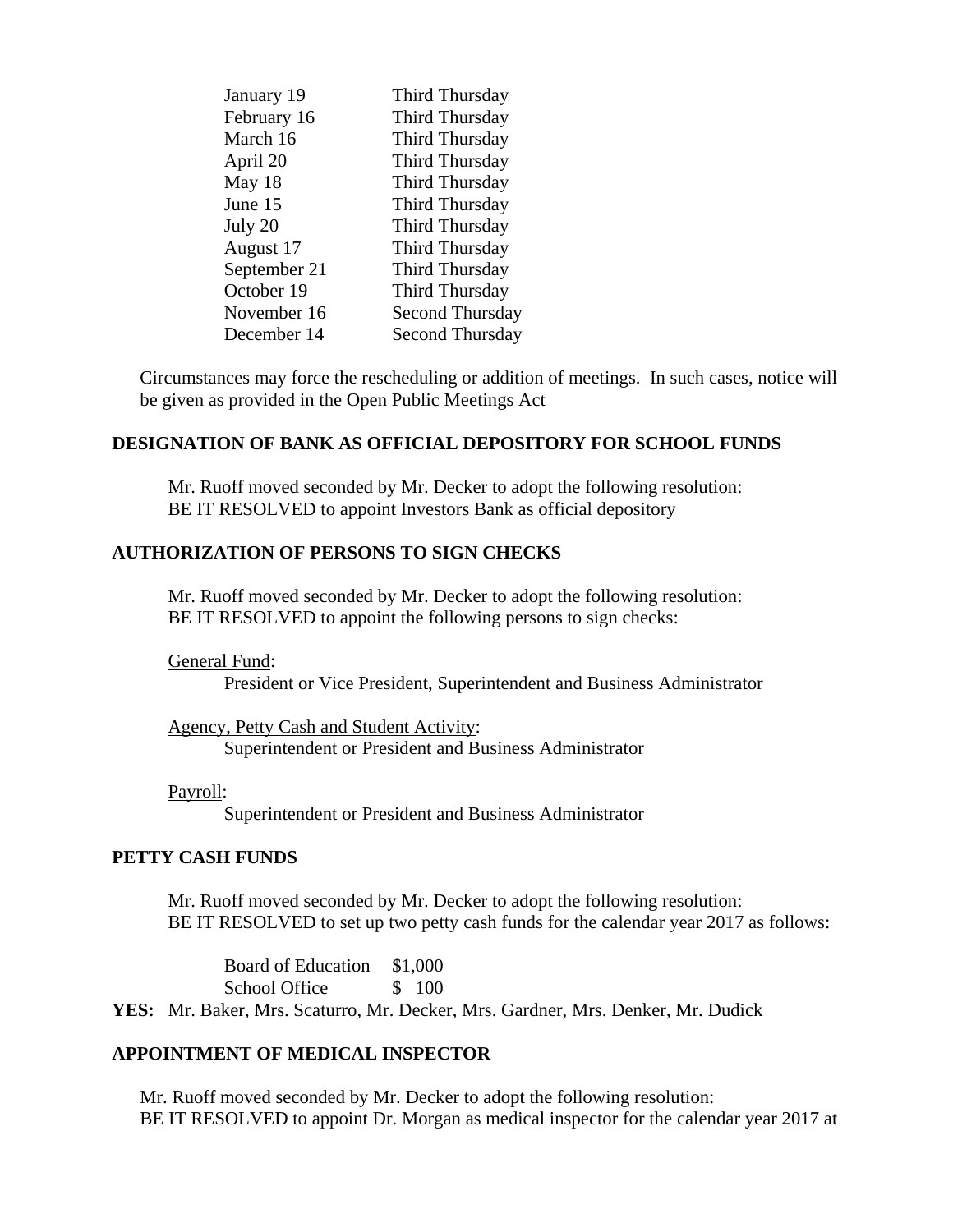| | |
|---|---|
| January 19 | Third Thursday |
| February 16 | Third Thursday |
| March 16 | Third Thursday |
| April 20 | Third Thursday |
| May 18 | Third Thursday |
| June 15 | Third Thursday |
| July 20 | Third Thursday |
| August 17 | Third Thursday |
| September 21 | Third Thursday |
| October 19 | Third Thursday |
| November 16 | Second Thursday |
| December 14 | Second Thursday |

Circumstances may force the rescheduling or addition of meetings. In such cases, notice will be given as provided in the Open Public Meetings Act

**DESIGNATION OF BANK AS OFFICIAL DEPOSITORY FOR SCHOOL FUNDS**

Mr. Ruoff moved seconded by Mr. Decker to adopt the following resolution:
BE IT RESOLVED to appoint Investors Bank as official depository

**AUTHORIZATION OF PERSONS TO SIGN CHECKS**

Mr. Ruoff moved seconded by Mr. Decker to adopt the following resolution:
BE IT RESOLVED to appoint the following persons to sign checks:

General Fund:
President or Vice President, Superintendent and Business Administrator

Agency, Petty Cash and Student Activity:
Superintendent or President and Business Administrator

Payroll:
Superintendent or President and Business Administrator

**PETTY CASH FUNDS**

Mr. Ruoff moved seconded by Mr. Decker to adopt the following resolution:
BE IT RESOLVED to set up two petty cash funds for the calendar year 2017 as follows:

| | |
|---|---|
| Board of Education | $1,000 |
| School Office | $ 100 |

**YES:** Mr. Baker, Mrs. Scaturro, Mr. Decker, Mrs. Gardner, Mrs. Denker, Mr. Dudick

**APPOINTMENT OF MEDICAL INSPECTOR**

Mr. Ruoff moved seconded by Mr. Decker to adopt the following resolution:
BE IT RESOLVED to appoint Dr. Morgan as medical inspector for the calendar year 2017 at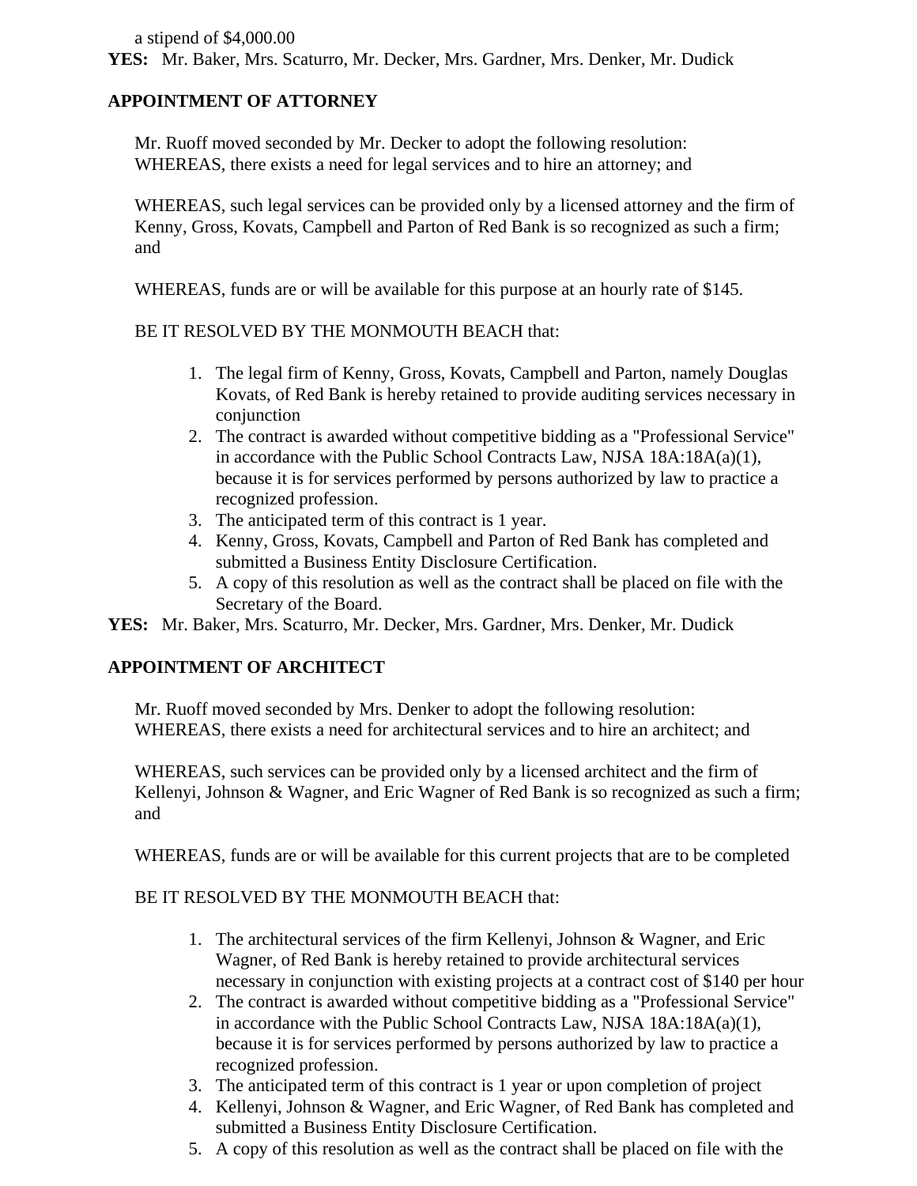a stipend of $4,000.00

**YES:** Mr. Baker, Mrs. Scaturro, Mr. Decker, Mrs. Gardner, Mrs. Denker, Mr. Dudick

**APPOINTMENT OF ATTORNEY**

Mr. Ruoff moved seconded by Mr. Decker to adopt the following resolution:
WHEREAS, there exists a need for legal services and to hire an attorney; and

WHEREAS, such legal services can be provided only by a licensed attorney and the firm of Kenny, Gross, Kovats, Campbell and Parton of Red Bank is so recognized as such a firm; and

WHEREAS, funds are or will be available for this purpose at an hourly rate of $145.

BE IT RESOLVED BY THE MONMOUTH BEACH that:

1. The legal firm of Kenny, Gross, Kovats, Campbell and Parton, namely Douglas Kovats, of Red Bank is hereby retained to provide auditing services necessary in conjunction
2. The contract is awarded without competitive bidding as a "Professional Service" in accordance with the Public School Contracts Law, NJSA 18A:18A(a)(1), because it is for services performed by persons authorized by law to practice a recognized profession.
3. The anticipated term of this contract is 1 year.
4. Kenny, Gross, Kovats, Campbell and Parton of Red Bank has completed and submitted a Business Entity Disclosure Certification.
5. A copy of this resolution as well as the contract shall be placed on file with the Secretary of the Board.

**YES:** Mr. Baker, Mrs. Scaturro, Mr. Decker, Mrs. Gardner, Mrs. Denker, Mr. Dudick

**APPOINTMENT OF ARCHITECT**

Mr. Ruoff moved seconded by Mrs. Denker to adopt the following resolution:
WHEREAS, there exists a need for architectural services and to hire an architect; and

WHEREAS, such services can be provided only by a licensed architect and the firm of Kellenyi, Johnson & Wagner, and Eric Wagner of Red Bank is so recognized as such a firm; and

WHEREAS, funds are or will be available for this current projects that are to be completed

BE IT RESOLVED BY THE MONMOUTH BEACH that:

1. The architectural services of the firm Kellenyi, Johnson & Wagner, and Eric Wagner, of Red Bank is hereby retained to provide architectural services necessary in conjunction with existing projects at a contract cost of $140 per hour
2. The contract is awarded without competitive bidding as a "Professional Service" in accordance with the Public School Contracts Law, NJSA 18A:18A(a)(1), because it is for services performed by persons authorized by law to practice a recognized profession.
3. The anticipated term of this contract is 1 year or upon completion of project
4. Kellenyi, Johnson & Wagner, and Eric Wagner, of Red Bank has completed and submitted a Business Entity Disclosure Certification.
5. A copy of this resolution as well as the contract shall be placed on file with the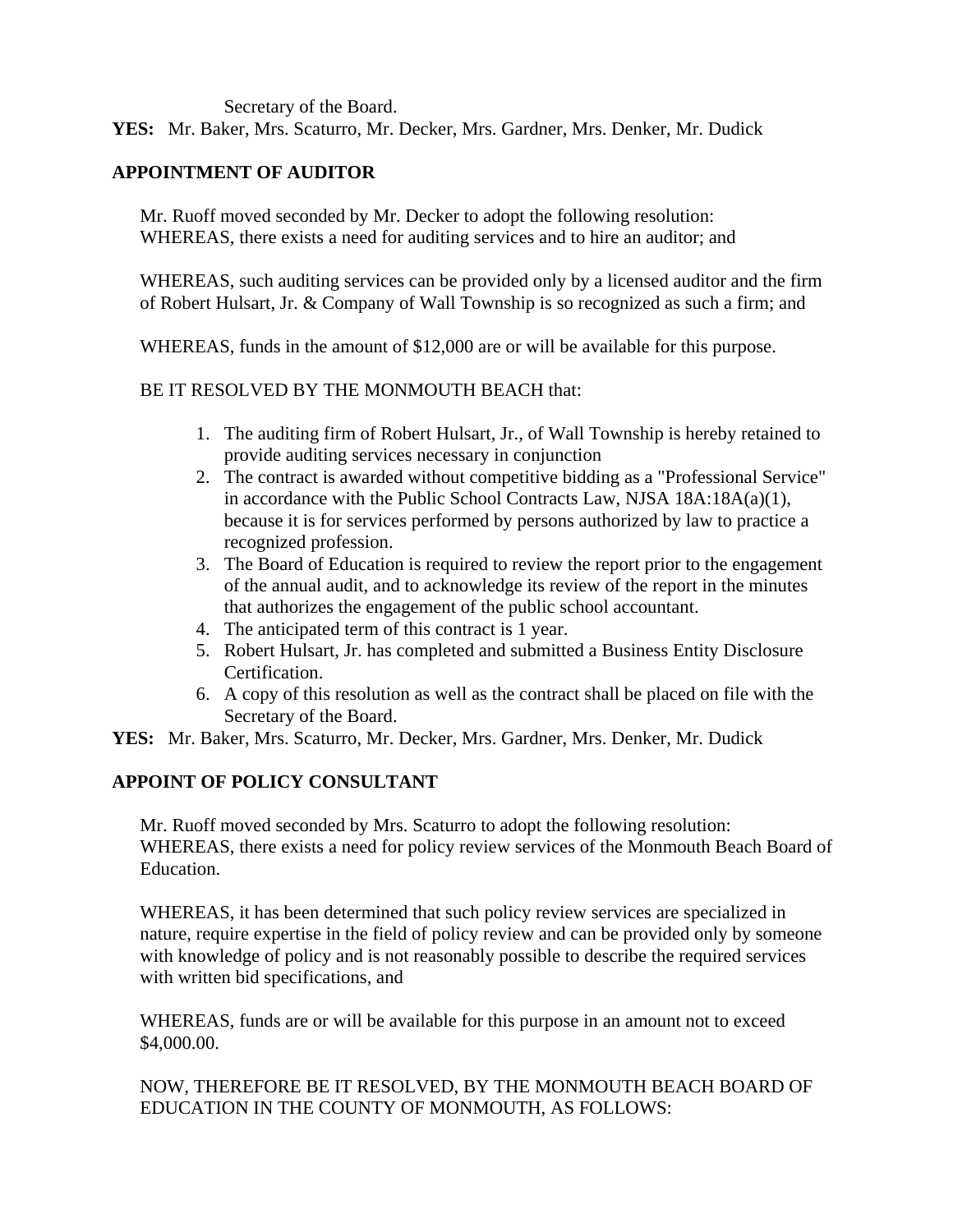Secretary of the Board.

**YES:** Mr. Baker, Mrs. Scaturro, Mr. Decker, Mrs. Gardner, Mrs. Denker, Mr. Dudick

**APPOINTMENT OF AUDITOR**

Mr. Ruoff moved seconded by Mr. Decker to adopt the following resolution:
WHEREAS, there exists a need for auditing services and to hire an auditor; and

WHEREAS, such auditing services can be provided only by a licensed auditor and the firm of Robert Hulsart, Jr. & Company of Wall Township is so recognized as such a firm; and

WHEREAS, funds in the amount of $12,000 are or will be available for this purpose.

BE IT RESOLVED BY THE MONMOUTH BEACH that:

1. The auditing firm of Robert Hulsart, Jr., of Wall Township is hereby retained to provide auditing services necessary in conjunction
2. The contract is awarded without competitive bidding as a "Professional Service" in accordance with the Public School Contracts Law, NJSA 18A:18A(a)(1), because it is for services performed by persons authorized by law to practice a recognized profession.
3. The Board of Education is required to review the report prior to the engagement of the annual audit, and to acknowledge its review of the report in the minutes that authorizes the engagement of the public school accountant.
4. The anticipated term of this contract is 1 year.
5. Robert Hulsart, Jr. has completed and submitted a Business Entity Disclosure Certification.
6. A copy of this resolution as well as the contract shall be placed on file with the Secretary of the Board.

**YES:** Mr. Baker, Mrs. Scaturro, Mr. Decker, Mrs. Gardner, Mrs. Denker, Mr. Dudick

**APPOINT OF POLICY CONSULTANT**

Mr. Ruoff moved seconded by Mrs. Scaturro to adopt the following resolution:
WHEREAS, there exists a need for policy review services of the Monmouth Beach Board of Education.

WHEREAS, it has been determined that such policy review services are specialized in nature, require expertise in the field of policy review and can be provided only by someone with knowledge of policy and is not reasonably possible to describe the required services with written bid specifications, and

WHEREAS, funds are or will be available for this purpose in an amount not to exceed $4,000.00.

NOW, THEREFORE BE IT RESOLVED, BY THE MONMOUTH BEACH BOARD OF EDUCATION IN THE COUNTY OF MONMOUTH, AS FOLLOWS: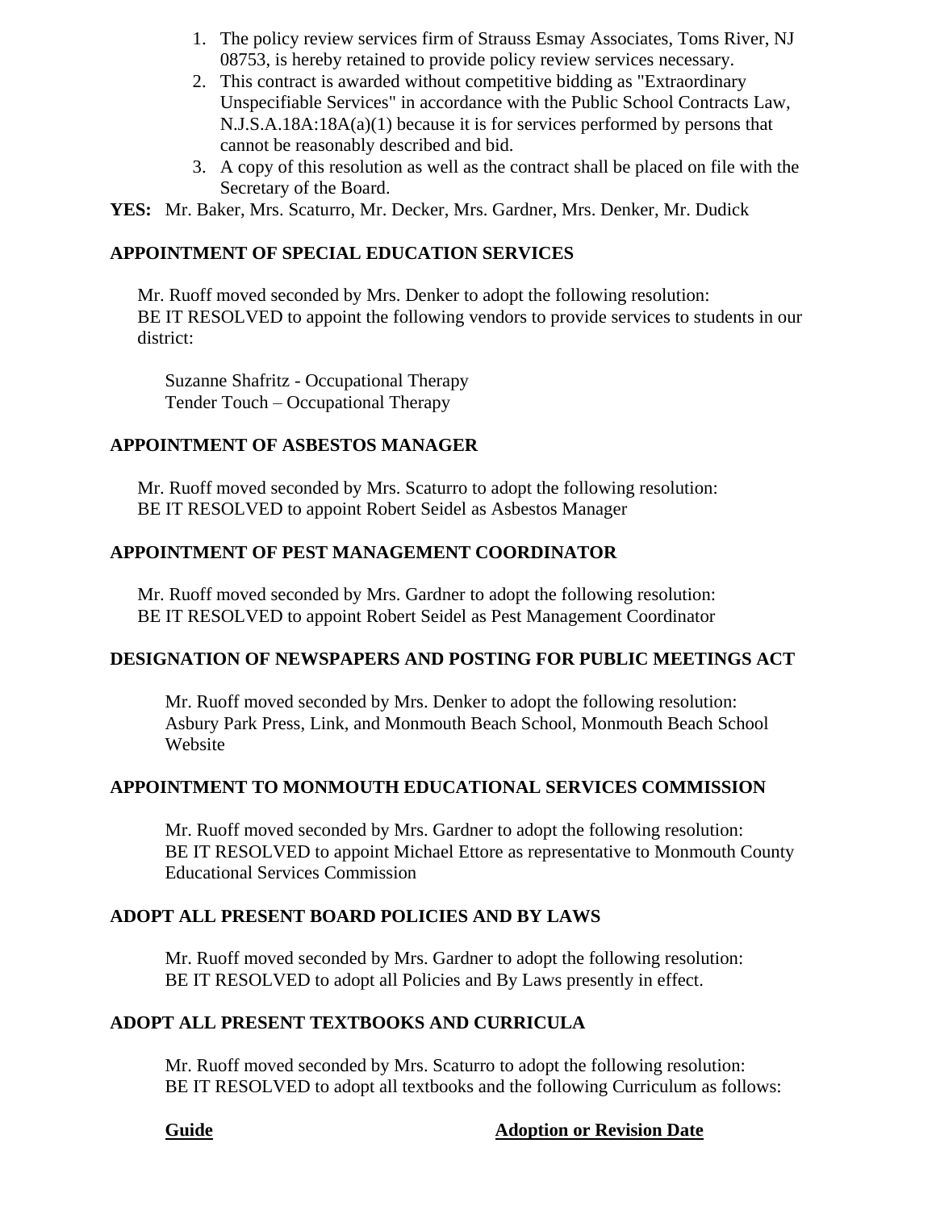1. The policy review services firm of Strauss Esmay Associates, Toms River, NJ 08753, is hereby retained to provide policy review services necessary.
2. This contract is awarded without competitive bidding as "Extraordinary Unspecifiable Services" in accordance with the Public School Contracts Law, N.J.S.A.18A:18A(a)(1) because it is for services performed by persons that cannot be reasonably described and bid.
3. A copy of this resolution as well as the contract shall be placed on file with the Secretary of the Board.

**YES:** Mr. Baker, Mrs. Scaturro, Mr. Decker, Mrs. Gardner, Mrs. Denker, Mr. Dudick

**APPOINTMENT OF SPECIAL EDUCATION SERVICES**

Mr. Ruoff moved seconded by Mrs. Denker to adopt the following resolution:
BE IT RESOLVED to appoint the following vendors to provide services to students in our district:

Suzanne Shafritz - Occupational Therapy
Tender Touch – Occupational Therapy

**APPOINTMENT OF ASBESTOS MANAGER**

Mr. Ruoff moved seconded by Mrs. Scaturro to adopt the following resolution:
BE IT RESOLVED to appoint Robert Seidel as Asbestos Manager

**APPOINTMENT OF PEST MANAGEMENT COORDINATOR**

Mr. Ruoff moved seconded by Mrs. Gardner to adopt the following resolution:
BE IT RESOLVED to appoint Robert Seidel as Pest Management Coordinator

**DESIGNATION OF NEWSPAPERS AND POSTING FOR PUBLIC MEETINGS ACT**

Mr. Ruoff moved seconded by Mrs. Denker to adopt the following resolution:
Asbury Park Press, Link, and Monmouth Beach School, Monmouth Beach School Website

**APPOINTMENT TO MONMOUTH EDUCATIONAL SERVICES COMMISSION**

Mr. Ruoff moved seconded by Mrs. Gardner to adopt the following resolution:
BE IT RESOLVED to appoint Michael Ettore as representative to Monmouth County Educational Services Commission

**ADOPT ALL PRESENT BOARD POLICIES AND BY LAWS**

Mr. Ruoff moved seconded by Mrs. Gardner to adopt the following resolution:
BE IT RESOLVED to adopt all Policies and By Laws presently in effect.

**ADOPT ALL PRESENT TEXTBOOKS AND CURRICULA**

Mr. Ruoff moved seconded by Mrs. Scaturro to adopt the following resolution:
BE IT RESOLVED to adopt all textbooks and the following Curriculum as follows:

| **Guide** | **Adoption or Revision Date** |
|---|---|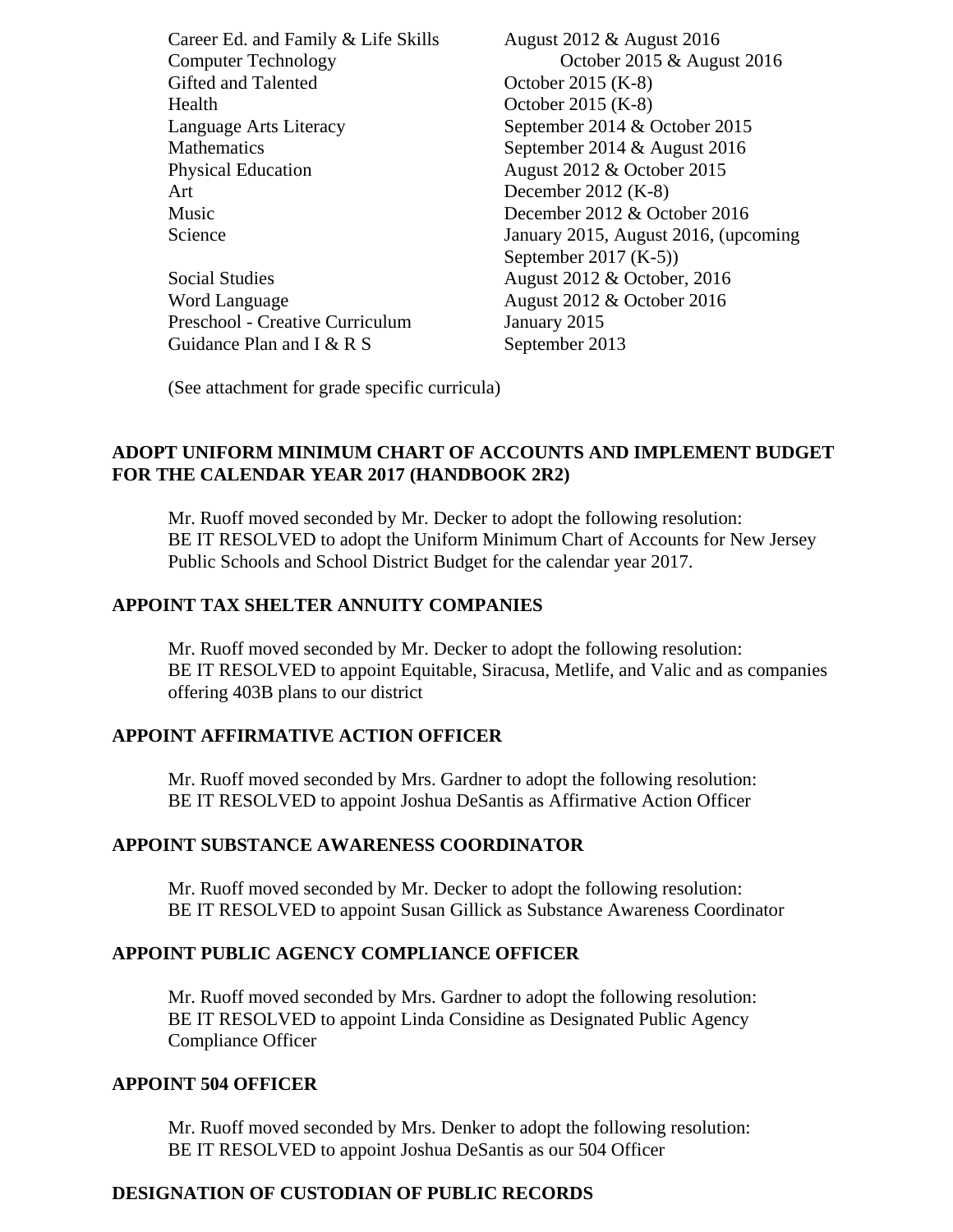| | |
|---|---|
| Career Ed. and Family & Life Skills | August 2012 & August 2016 |
| Computer Technology | October 2015 & August 2016 |
| Gifted and Talented | October 2015 (K-8) |
| Health | October 2015 (K-8) |
| Language Arts Literacy | September 2014 & October 2015 |
| Mathematics | September 2014 & August 2016 |
| Physical Education | August 2012 & October 2015 |
| Art | December 2012 (K-8) |
| Music | December 2012 & October 2016 |
| Science | January 2015, August 2016, (upcoming September 2017 (K-5)) |
| Social Studies | August 2012 & October, 2016 |
| Word Language | August 2012 & October 2016 |
| Preschool - Creative Curriculum | January 2015 |
| Guidance Plan and I & R S | September 2013 |

(See attachment for grade specific curricula)

**ADOPT UNIFORM MINIMUM CHART OF ACCOUNTS AND IMPLEMENT BUDGET FOR THE CALENDAR YEAR 2017 (HANDBOOK 2R2)**

Mr. Ruoff moved seconded by Mr. Decker to adopt the following resolution:
BE IT RESOLVED to adopt the Uniform Minimum Chart of Accounts for New Jersey Public Schools and School District Budget for the calendar year 2017.

**APPOINT TAX SHELTER ANNUITY COMPANIES**

Mr. Ruoff moved seconded by Mr. Decker to adopt the following resolution:
BE IT RESOLVED to appoint Equitable, Siracusa, Metlife, and Valic and as companies offering 403B plans to our district

**APPOINT AFFIRMATIVE ACTION OFFICER**

Mr. Ruoff moved seconded by Mrs. Gardner to adopt the following resolution:
BE IT RESOLVED to appoint Joshua DeSantis as Affirmative Action Officer

**APPOINT SUBSTANCE AWARENESS COORDINATOR**

Mr. Ruoff moved seconded by Mr. Decker to adopt the following resolution:
BE IT RESOLVED to appoint Susan Gillick as Substance Awareness Coordinator

**APPOINT PUBLIC AGENCY COMPLIANCE OFFICER**

Mr. Ruoff moved seconded by Mrs. Gardner to adopt the following resolution:
BE IT RESOLVED to appoint Linda Considine as Designated Public Agency Compliance Officer

**APPOINT 504 OFFICER**

Mr. Ruoff moved seconded by Mrs. Denker to adopt the following resolution:
BE IT RESOLVED to appoint Joshua DeSantis as our 504 Officer

**DESIGNATION OF CUSTODIAN OF PUBLIC RECORDS**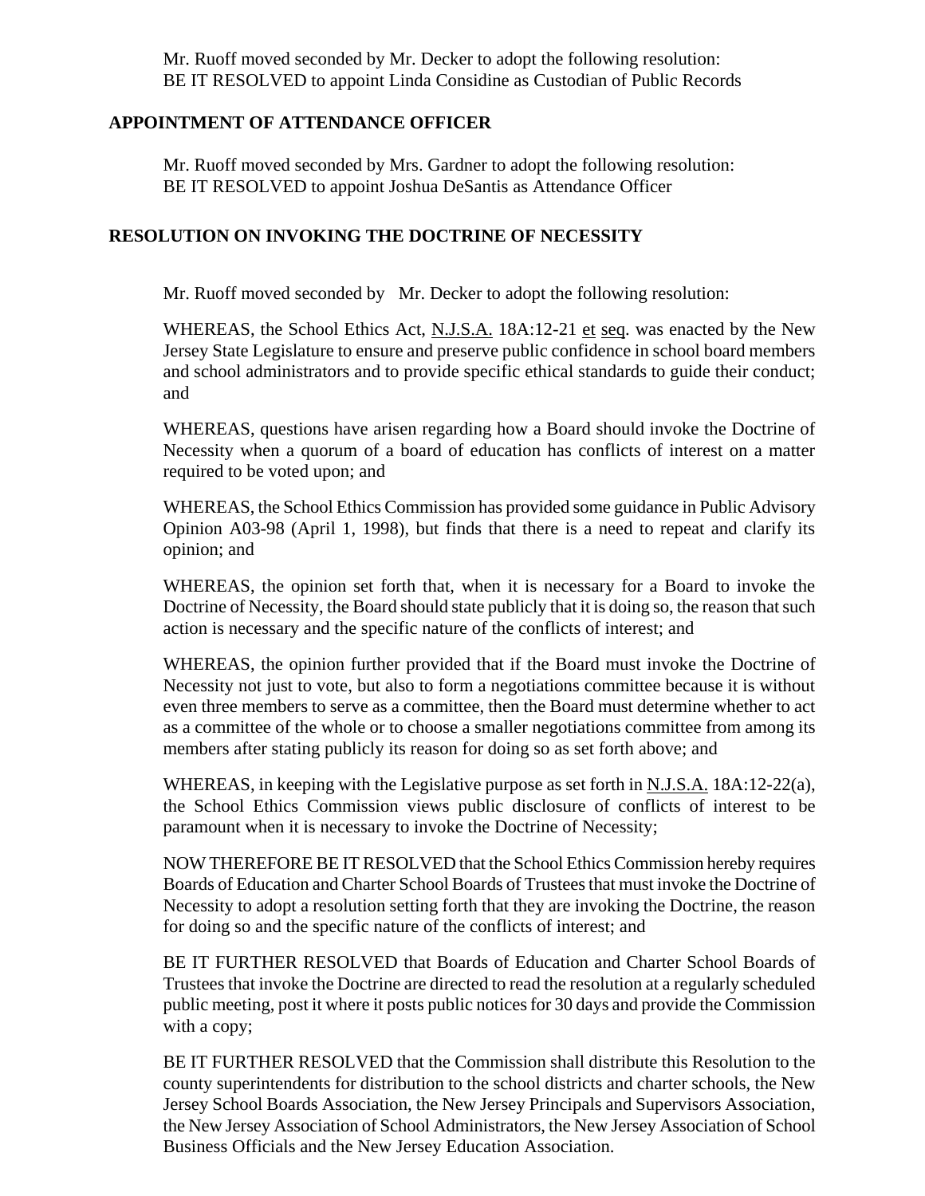Mr. Ruoff moved seconded by Mr. Decker to adopt the following resolution:
BE IT RESOLVED to appoint Linda Considine as Custodian of Public Records

## APPOINTMENT OF ATTENDANCE OFFICER

Mr. Ruoff moved seconded by Mrs. Gardner to adopt the following resolution:
BE IT RESOLVED to appoint Joshua DeSantis as Attendance Officer

## RESOLUTION ON INVOKING THE DOCTRINE OF NECESSITY

Mr. Ruoff moved seconded by Mr. Decker to adopt the following resolution:

WHEREAS, the School Ethics Act, N.J.S.A. 18A:12-21 et seq. was enacted by the New Jersey State Legislature to ensure and preserve public confidence in school board members and school administrators and to provide specific ethical standards to guide their conduct; and

WHEREAS, questions have arisen regarding how a Board should invoke the Doctrine of Necessity when a quorum of a board of education has conflicts of interest on a matter required to be voted upon; and

WHEREAS, the School Ethics Commission has provided some guidance in Public Advisory Opinion A03-98 (April 1, 1998), but finds that there is a need to repeat and clarify its opinion; and

WHEREAS, the opinion set forth that, when it is necessary for a Board to invoke the Doctrine of Necessity, the Board should state publicly that it is doing so, the reason that such action is necessary and the specific nature of the conflicts of interest; and

WHEREAS, the opinion further provided that if the Board must invoke the Doctrine of Necessity not just to vote, but also to form a negotiations committee because it is without even three members to serve as a committee, then the Board must determine whether to act as a committee of the whole or to choose a smaller negotiations committee from among its members after stating publicly its reason for doing so as set forth above; and

WHEREAS, in keeping with the Legislative purpose as set forth in N.J.S.A. 18A:12-22(a), the School Ethics Commission views public disclosure of conflicts of interest to be paramount when it is necessary to invoke the Doctrine of Necessity;

NOW THEREFORE BE IT RESOLVED that the School Ethics Commission hereby requires Boards of Education and Charter School Boards of Trustees that must invoke the Doctrine of Necessity to adopt a resolution setting forth that they are invoking the Doctrine, the reason for doing so and the specific nature of the conflicts of interest; and

BE IT FURTHER RESOLVED that Boards of Education and Charter School Boards of Trustees that invoke the Doctrine are directed to read the resolution at a regularly scheduled public meeting, post it where it posts public notices for 30 days and provide the Commission with a copy;

BE IT FURTHER RESOLVED that the Commission shall distribute this Resolution to the county superintendents for distribution to the school districts and charter schools, the New Jersey School Boards Association, the New Jersey Principals and Supervisors Association, the New Jersey Association of School Administrators, the New Jersey Association of School Business Officials and the New Jersey Education Association.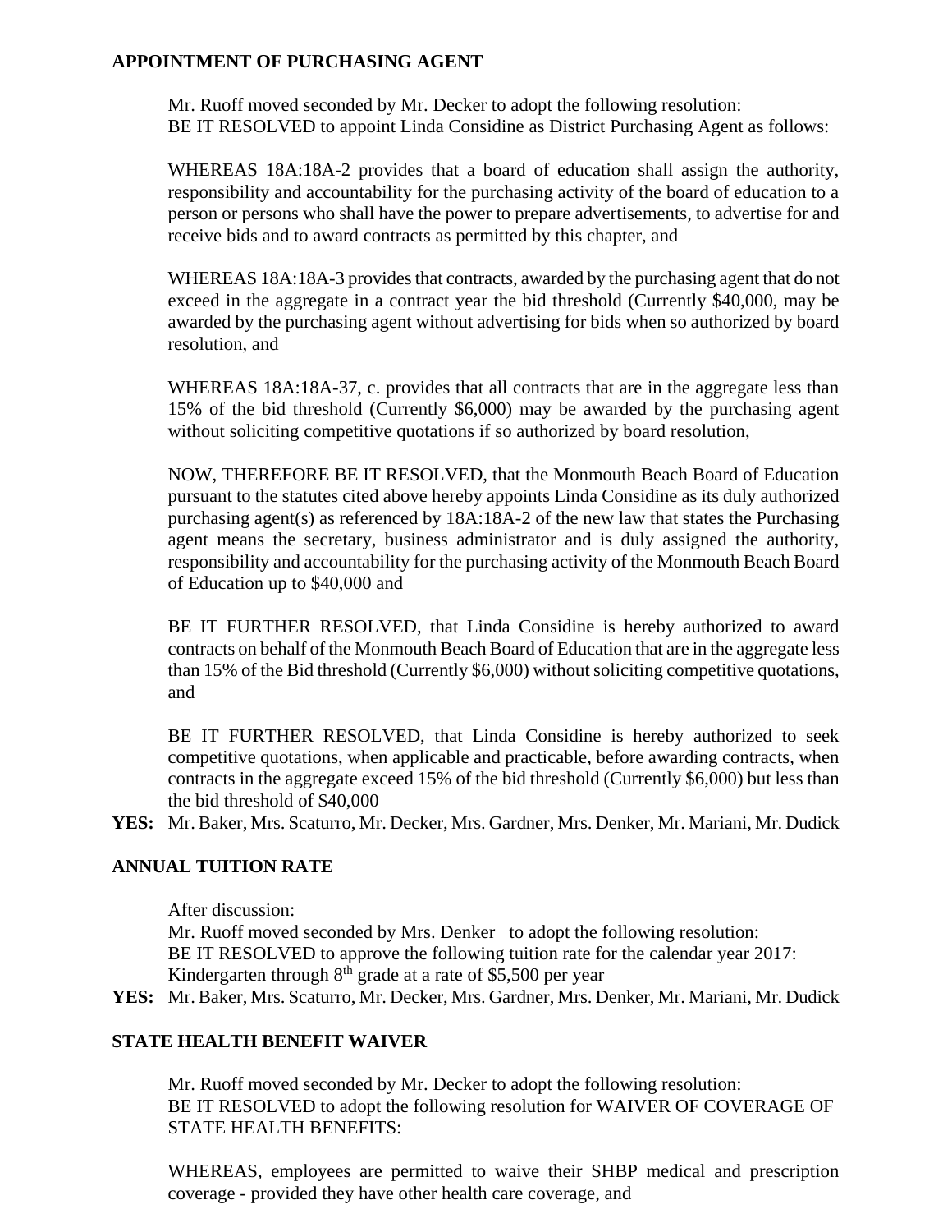**APPOINTMENT OF PURCHASING AGENT**

Mr. Ruoff moved seconded by Mr. Decker to adopt the following resolution:
BE IT RESOLVED to appoint Linda Considine as District Purchasing Agent as follows:

WHEREAS 18A:18A-2 provides that a board of education shall assign the authority, responsibility and accountability for the purchasing activity of the board of education to a person or persons who shall have the power to prepare advertisements, to advertise for and receive bids and to award contracts as permitted by this chapter, and

WHEREAS 18A:18A-3 provides that contracts, awarded by the purchasing agent that do not exceed in the aggregate in a contract year the bid threshold (Currently $40,000, may be awarded by the purchasing agent without advertising for bids when so authorized by board resolution, and

WHEREAS 18A:18A-37, c. provides that all contracts that are in the aggregate less than 15% of the bid threshold (Currently $6,000) may be awarded by the purchasing agent without soliciting competitive quotations if so authorized by board resolution,

NOW, THEREFORE BE IT RESOLVED, that the Monmouth Beach Board of Education pursuant to the statutes cited above hereby appoints Linda Considine as its duly authorized purchasing agent(s) as referenced by 18A:18A-2 of the new law that states the Purchasing agent means the secretary, business administrator and is duly assigned the authority, responsibility and accountability for the purchasing activity of the Monmouth Beach Board of Education up to $40,000 and

BE IT FURTHER RESOLVED, that Linda Considine is hereby authorized to award contracts on behalf of the Monmouth Beach Board of Education that are in the aggregate less than 15% of the Bid threshold (Currently $6,000) without soliciting competitive quotations, and

BE IT FURTHER RESOLVED, that Linda Considine is hereby authorized to seek competitive quotations, when applicable and practicable, before awarding contracts, when contracts in the aggregate exceed 15% of the bid threshold (Currently $6,000) but less than the bid threshold of $40,000

**YES:** Mr. Baker, Mrs. Scaturro, Mr. Decker, Mrs. Gardner, Mrs. Denker, Mr. Mariani, Mr. Dudick

**ANNUAL TUITION RATE**

After discussion:
Mr. Ruoff moved seconded by Mrs. Denker to adopt the following resolution:
BE IT RESOLVED to approve the following tuition rate for the calendar year 2017:
Kindergarten through 8th grade at a rate of $5,500 per year

**YES:** Mr. Baker, Mrs. Scaturro, Mr. Decker, Mrs. Gardner, Mrs. Denker, Mr. Mariani, Mr. Dudick

**STATE HEALTH BENEFIT WAIVER**

Mr. Ruoff moved seconded by Mr. Decker to adopt the following resolution:
BE IT RESOLVED to adopt the following resolution for WAIVER OF COVERAGE OF STATE HEALTH BENEFITS:

WHEREAS, employees are permitted to waive their SHBP medical and prescription coverage - provided they have other health care coverage, and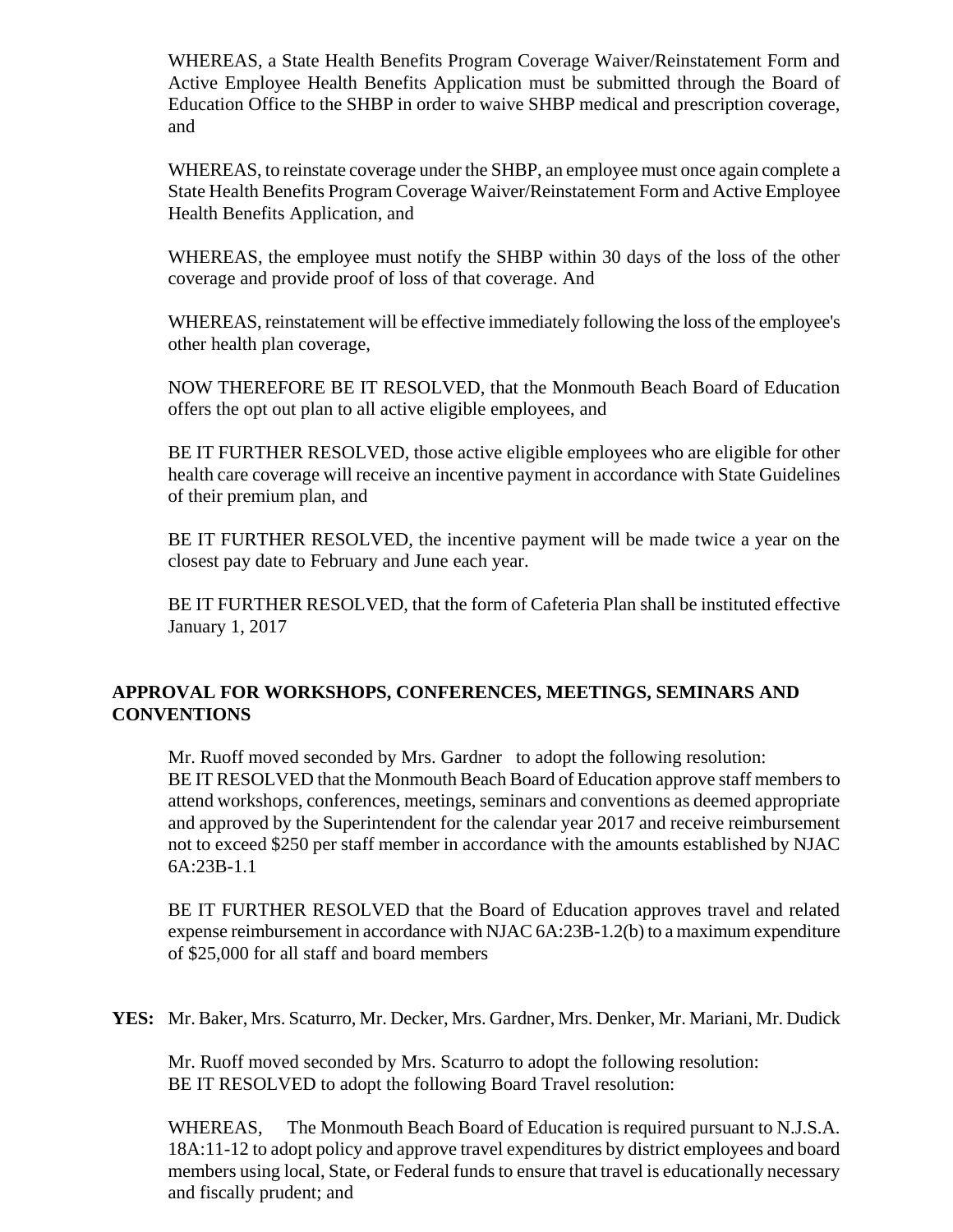WHEREAS, a State Health Benefits Program Coverage Waiver/Reinstatement Form and Active Employee Health Benefits Application must be submitted through the Board of Education Office to the SHBP in order to waive SHBP medical and prescription coverage, and

WHEREAS, to reinstate coverage under the SHBP, an employee must once again complete a State Health Benefits Program Coverage Waiver/Reinstatement Form and Active Employee Health Benefits Application, and

WHEREAS, the employee must notify the SHBP within 30 days of the loss of the other coverage and provide proof of loss of that coverage. And

WHEREAS, reinstatement will be effective immediately following the loss of the employee's other health plan coverage,

NOW THEREFORE BE IT RESOLVED, that the Monmouth Beach Board of Education offers the opt out plan to all active eligible employees, and

BE IT FURTHER RESOLVED, those active eligible employees who are eligible for other health care coverage will receive an incentive payment in accordance with State Guidelines of their premium plan, and

BE IT FURTHER RESOLVED, the incentive payment will be made twice a year on the closest pay date to February and June each year.

BE IT FURTHER RESOLVED, that the form of Cafeteria Plan shall be instituted effective January 1, 2017

**APPROVAL FOR WORKSHOPS, CONFERENCES, MEETINGS, SEMINARS AND CONVENTIONS**

Mr. Ruoff moved seconded by Mrs. Gardner to adopt the following resolution:
BE IT RESOLVED that the Monmouth Beach Board of Education approve staff members to attend workshops, conferences, meetings, seminars and conventions as deemed appropriate and approved by the Superintendent for the calendar year 2017 and receive reimbursement not to exceed $250 per staff member in accordance with the amounts established by NJAC 6A:23B-1.1

BE IT FURTHER RESOLVED that the Board of Education approves travel and related expense reimbursement in accordance with NJAC 6A:23B-1.2(b) to a maximum expenditure of $25,000 for all staff and board members

**YES:** Mr. Baker, Mrs. Scaturro, Mr. Decker, Mrs. Gardner, Mrs. Denker, Mr. Mariani, Mr. Dudick

Mr. Ruoff moved seconded by Mrs. Scaturro to adopt the following resolution:
BE IT RESOLVED to adopt the following Board Travel resolution:

WHEREAS, The Monmouth Beach Board of Education is required pursuant to N.J.S.A. 18A:11-12 to adopt policy and approve travel expenditures by district employees and board members using local, State, or Federal funds to ensure that travel is educationally necessary and fiscally prudent; and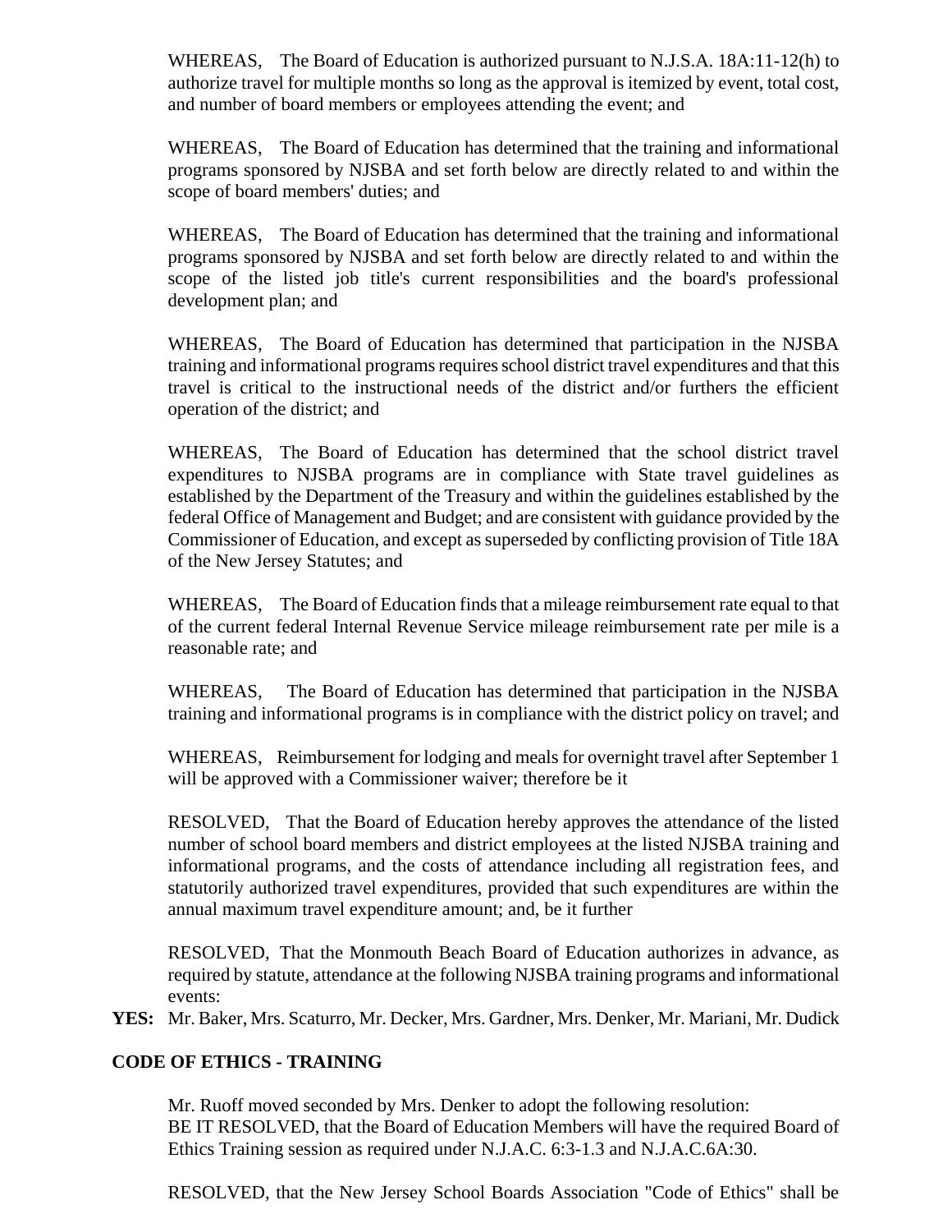WHEREAS, The Board of Education is authorized pursuant to N.J.S.A. 18A:11-12(h) to authorize travel for multiple months so long as the approval is itemized by event, total cost, and number of board members or employees attending the event; and

WHEREAS, The Board of Education has determined that the training and informational programs sponsored by NJSBA and set forth below are directly related to and within the scope of board members' duties; and

WHEREAS, The Board of Education has determined that the training and informational programs sponsored by NJSBA and set forth below are directly related to and within the scope of the listed job title's current responsibilities and the board's professional development plan; and

WHEREAS, The Board of Education has determined that participation in the NJSBA training and informational programs requires school district travel expenditures and that this travel is critical to the instructional needs of the district and/or furthers the efficient operation of the district; and

WHEREAS, The Board of Education has determined that the school district travel expenditures to NJSBA programs are in compliance with State travel guidelines as established by the Department of the Treasury and within the guidelines established by the federal Office of Management and Budget; and are consistent with guidance provided by the Commissioner of Education, and except as superseded by conflicting provision of Title 18A of the New Jersey Statutes; and

WHEREAS, The Board of Education finds that a mileage reimbursement rate equal to that of the current federal Internal Revenue Service mileage reimbursement rate per mile is a reasonable rate; and

WHEREAS, The Board of Education has determined that participation in the NJSBA training and informational programs is in compliance with the district policy on travel; and

WHEREAS, Reimbursement for lodging and meals for overnight travel after September 1 will be approved with a Commissioner waiver; therefore be it

RESOLVED, That the Board of Education hereby approves the attendance of the listed number of school board members and district employees at the listed NJSBA training and informational programs, and the costs of attendance including all registration fees, and statutorily authorized travel expenditures, provided that such expenditures are within the annual maximum travel expenditure amount; and, be it further

RESOLVED, That the Monmouth Beach Board of Education authorizes in advance, as required by statute, attendance at the following NJSBA training programs and informational events:

**YES:** Mr. Baker, Mrs. Scaturro, Mr. Decker, Mrs. Gardner, Mrs. Denker, Mr. Mariani, Mr. Dudick

**CODE OF ETHICS - TRAINING**

Mr. Ruoff moved seconded by Mrs. Denker to adopt the following resolution:
BE IT RESOLVED, that the Board of Education Members will have the required Board of Ethics Training session as required under N.J.A.C. 6:3-1.3 and N.J.A.C.6A:30.

RESOLVED, that the New Jersey School Boards Association "Code of Ethics" shall be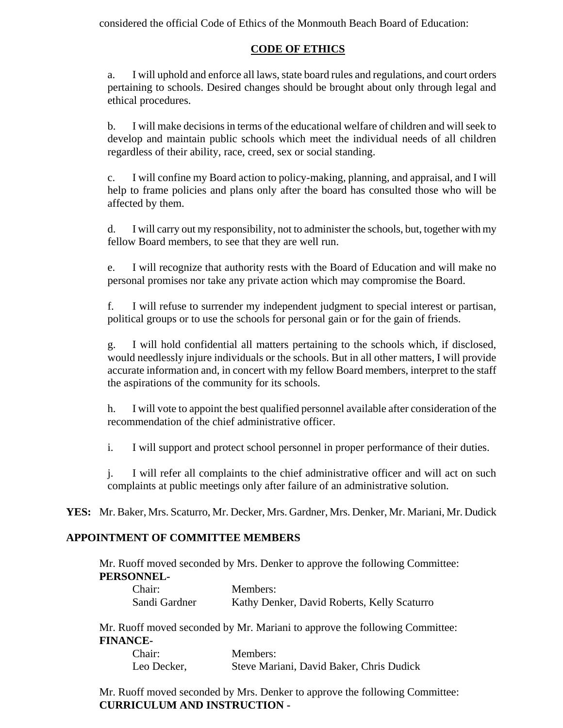considered the official Code of Ethics of the Monmouth Beach Board of Education:

## CODE OF ETHICS

a. I will uphold and enforce all laws, state board rules and regulations, and court orders pertaining to schools. Desired changes should be brought about only through legal and ethical procedures.

b. I will make decisions in terms of the educational welfare of children and will seek to develop and maintain public schools which meet the individual needs of all children regardless of their ability, race, creed, sex or social standing.

c. I will confine my Board action to policy-making, planning, and appraisal, and I will help to frame policies and plans only after the board has consulted those who will be affected by them.

d. I will carry out my responsibility, not to administer the schools, but, together with my fellow Board members, to see that they are well run.

e. I will recognize that authority rests with the Board of Education and will make no personal promises nor take any private action which may compromise the Board.

f. I will refuse to surrender my independent judgment to special interest or partisan, political groups or to use the schools for personal gain or for the gain of friends.

g. I will hold confidential all matters pertaining to the schools which, if disclosed, would needlessly injure individuals or the schools. But in all other matters, I will provide accurate information and, in concert with my fellow Board members, interpret to the staff the aspirations of the community for its schools.

h. I will vote to appoint the best qualified personnel available after consideration of the recommendation of the chief administrative officer.

i. I will support and protect school personnel in proper performance of their duties.

j. I will refer all complaints to the chief administrative officer and will act on such complaints at public meetings only after failure of an administrative solution.

**YES:** Mr. Baker, Mrs. Scaturro, Mr. Decker, Mrs. Gardner, Mrs. Denker, Mr. Mariani, Mr. Dudick

**APPOINTMENT OF COMMITTEE MEMBERS**

Mr. Ruoff moved seconded by Mrs. Denker to approve the following Committee:
**PERSONNEL-**

| Chair: | Members: |
|---|---|
| Sandi Gardner | Kathy Denker, David Roberts, Kelly Scaturro |

Mr. Ruoff moved seconded by Mr. Mariani to approve the following Committee:
**FINANCE-**

| Chair: | Members: |
|---|---|
| Leo Decker, | Steve Mariani, David Baker, Chris Dudick |

Mr. Ruoff moved seconded by Mrs. Denker to approve the following Committee:
**CURRICULUM AND INSTRUCTION -**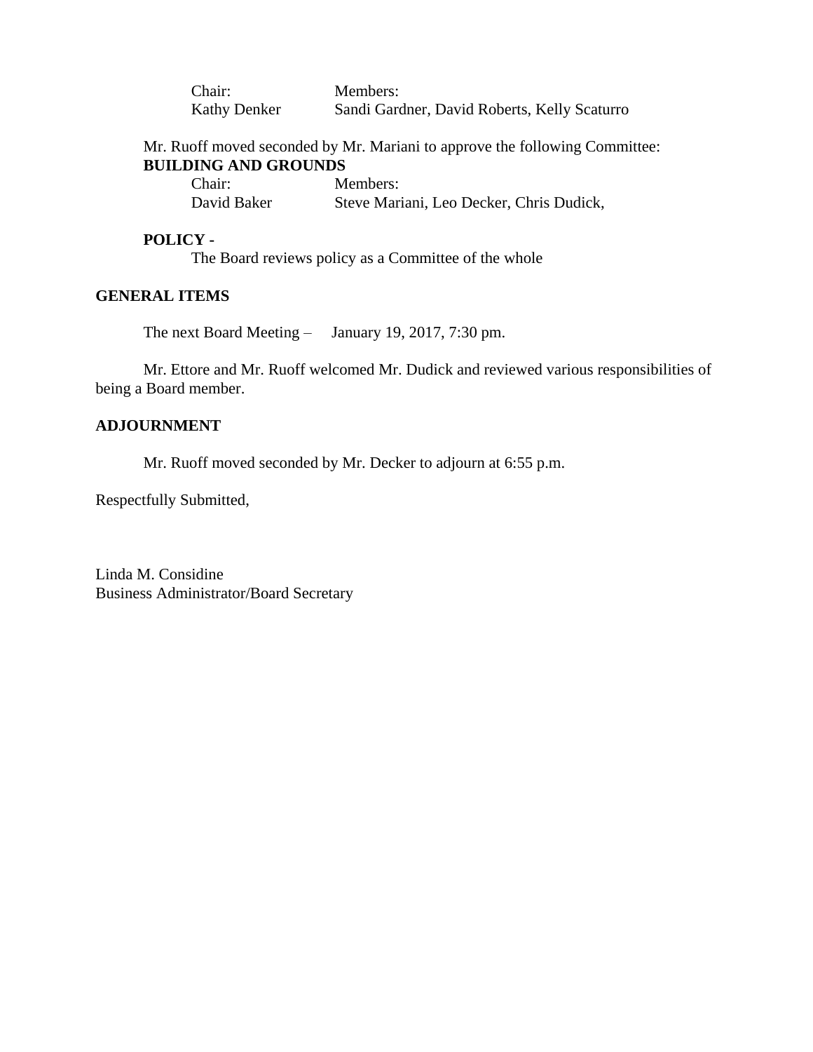| Chair: | Members: |
|---|---|
| Kathy Denker | Sandi Gardner, David Roberts, Kelly Scaturro |

Mr. Ruoff moved seconded by Mr. Mariani to approve the following Committee:

**BUILDING AND GROUNDS**

| Chair: | Members: |
|---|---|
| David Baker | Steve Mariani, Leo Decker, Chris Dudick, |

**POLICY -**

The Board reviews policy as a Committee of the whole

**GENERAL ITEMS**

The next Board Meeting – January 19, 2017, 7:30 pm.

Mr. Ettore and Mr. Ruoff welcomed Mr. Dudick and reviewed various responsibilities of being a Board member.

**ADJOURNMENT**

Mr. Ruoff moved seconded by Mr. Decker to adjourn at 6:55 p.m.

Respectfully Submitted,

Linda M. Considine
Business Administrator/Board Secretary